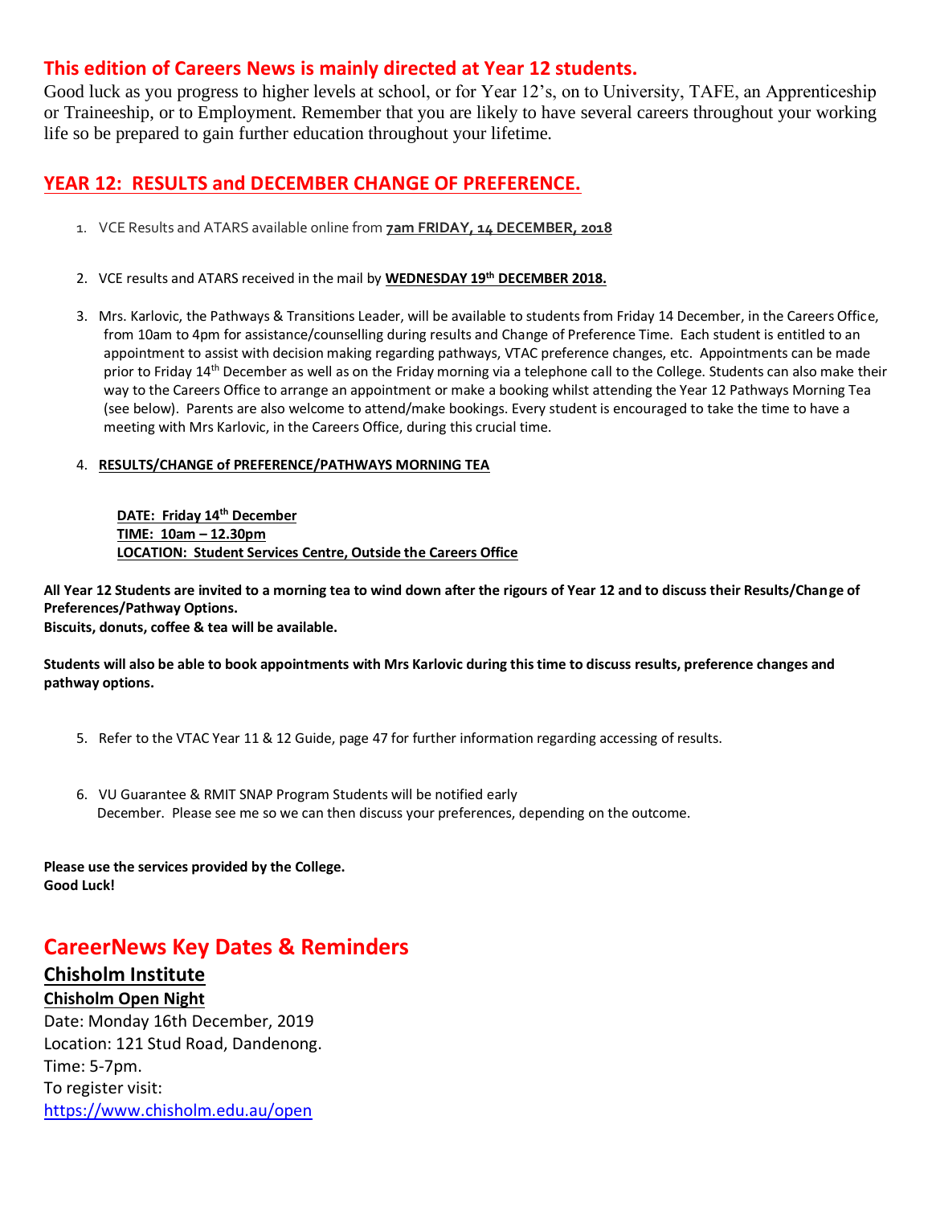## This edition of Careers News is mainly directed at Year 12 students.

Good luck as you progress to higher levels at school, or for Year 12's, on to University, TAFE, an Apprenticeship or Traineeship, or to Employment. Remember that you are likely to have several careers throughout your working life so be prepared to gain further education throughout your lifetime.

## YEAR 12: RESULTS and DECEMBER CHANGE OF PREFERENCE.

1. VCE Results and ATARS available online from **7am FRIDAY, 14 DECEMBER, 2018**

2. VCE results and ATARS received in the mail by **WEDNESDAY 19th DECEMBER 2018.**

3. Mrs. Karlovic, the Pathways & Transitions Leader, will be available to students from Friday 14 December, in the Careers Office, from 10am to 4pm for assistance/counselling during results and Change of Preference Time. Each student is entitled to an appointment to assist with decision making regarding pathways, VTAC preference changes, etc. Appointments can be made prior to Friday 14th December as well as on the Friday morning via a telephone call to the College. Students can also make their way to the Careers Office to arrange an appointment or make a booking whilst attending the Year 12 Pathways Morning Tea (see below). Parents are also welcome to attend/make bookings. Every student is encouraged to take the time to have a meeting with Mrs Karlovic, in the Careers Office, during this crucial time.

4. **RESULTS/CHANGE of PREFERENCE/PATHWAYS MORNING TEA**

   **DATE: Friday 14th December**
   **TIME: 10am – 12.30pm**
   **LOCATION: Student Services Centre, Outside the Careers Office**

**All Year 12 Students are invited to a morning tea to wind down after the rigours of Year 12 and to discuss their Results/Change of Preferences/Pathway Options.**
**Biscuits, donuts, coffee & tea will be available.**

**Students will also be able to book appointments with Mrs Karlovic during this time to discuss results, preference changes and pathway options.**

5. Refer to the VTAC Year 11 & 12 Guide, page 47 for further information regarding accessing of results.

6. VU Guarantee & RMIT SNAP Program Students will be notified early December. Please see me so we can then discuss your preferences, depending on the outcome.

**Please use the services provided by the College.**
**Good Luck!**

## CareerNews Key Dates & Reminders

### Chisholm Institute

**Chisholm Open Night**

Date: Monday 16th December, 2019
Location: 121 Stud Road, Dandenong.
Time: 5-7pm.
To register visit:
https://www.chisholm.edu.au/open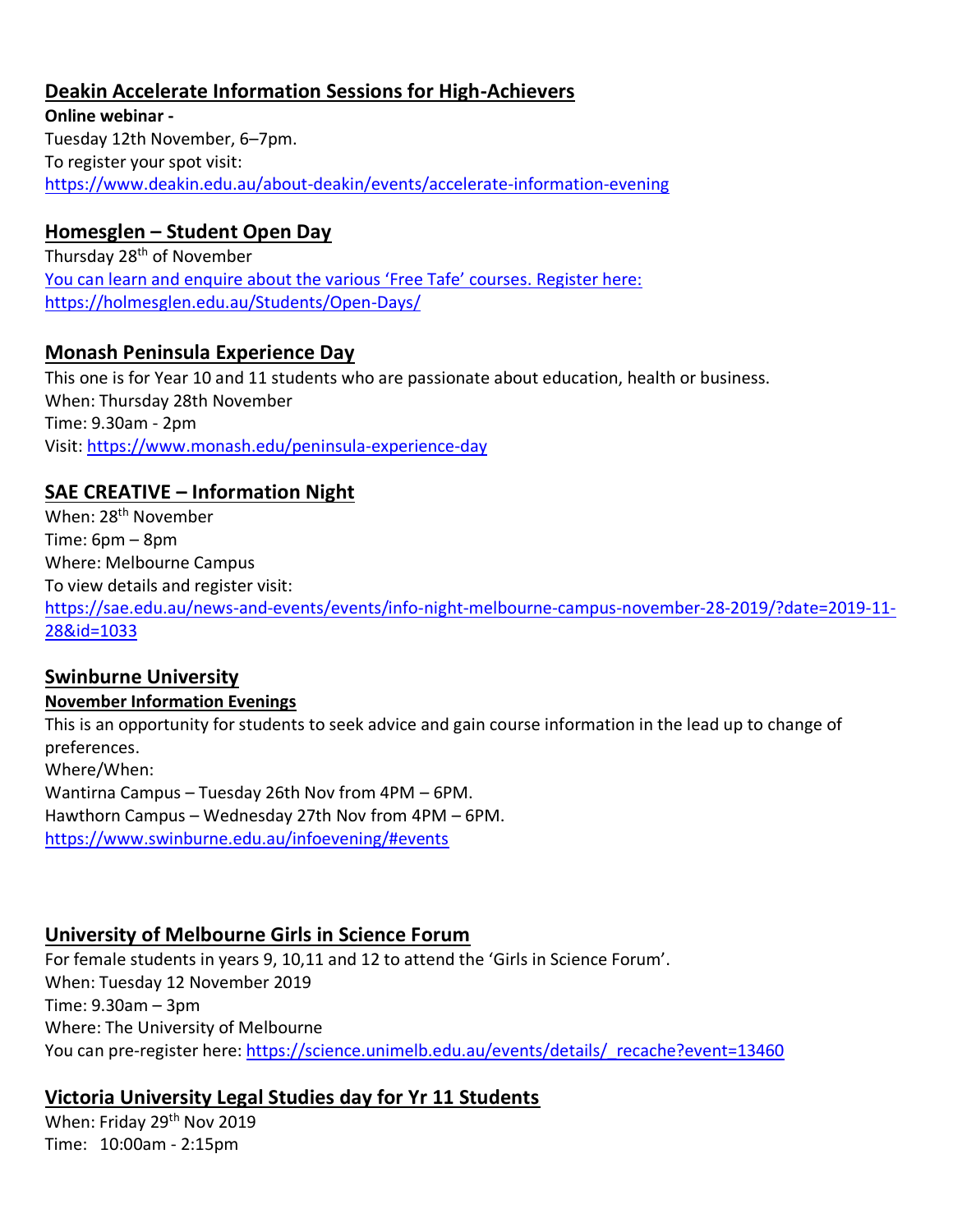## Deakin Accelerate Information Sessions for High-Achievers

**Online webinar -**
Tuesday 12th November, 6–7pm.
To register your spot visit:
https://www.deakin.edu.au/about-deakin/events/accelerate-information-evening

## Homesglen – Student Open Day

Thursday 28th of November
You can learn and enquire about the various 'Free Tafe' courses. Register here:
https://holmesglen.edu.au/Students/Open-Days/

## Monash Peninsula Experience Day

This one is for Year 10 and 11 students who are passionate about education, health or business.
When: Thursday 28th November
Time: 9.30am - 2pm
Visit: https://www.monash.edu/peninsula-experience-day

## SAE CREATIVE – Information Night

When: 28th November
Time: 6pm – 8pm
Where: Melbourne Campus
To view details and register visit:
https://sae.edu.au/news-and-events/events/info-night-melbourne-campus-november-28-2019/?date=2019-11-28&id=1033

## Swinburne University

### November Information Evenings

This is an opportunity for students to seek advice and gain course information in the lead up to change of preferences.
Where/When:
Wantirna Campus – Tuesday 26th Nov from 4PM – 6PM.
Hawthorn Campus – Wednesday 27th Nov from 4PM – 6PM.
https://www.swinburne.edu.au/infoevening/#events

## University of Melbourne Girls in Science Forum

For female students in years 9, 10,11 and 12 to attend the 'Girls in Science Forum'.
When: Tuesday 12 November 2019
Time: 9.30am – 3pm
Where: The University of Melbourne
You can pre-register here: https://science.unimelb.edu.au/events/details/_recache?event=13460

## Victoria University Legal Studies day for Yr 11 Students

When: Friday 29th Nov 2019
Time: 10:00am - 2:15pm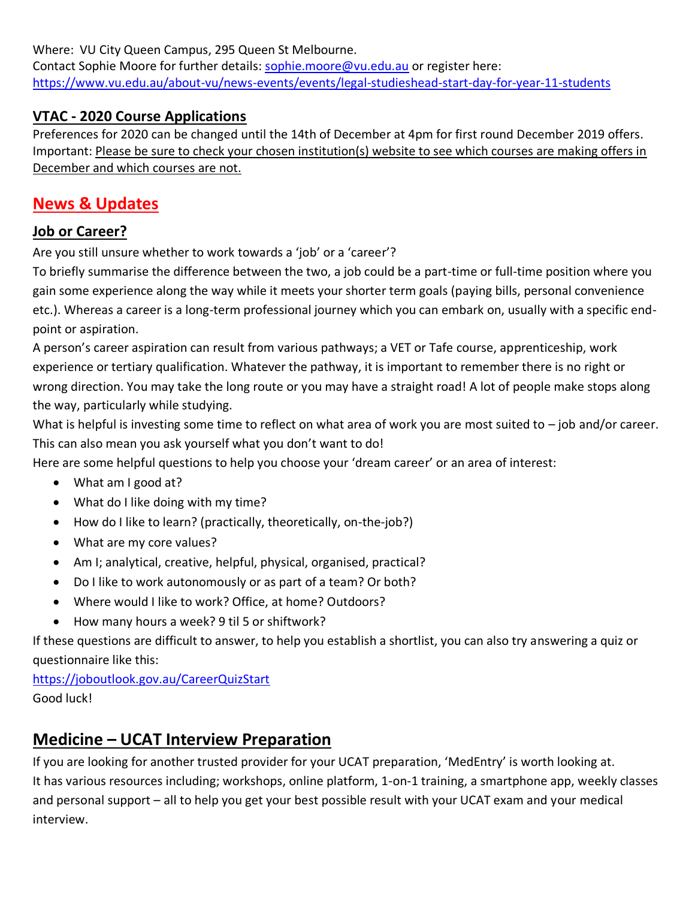Where: VU City Queen Campus, 295 Queen St Melbourne.
Contact Sophie Moore for further details: sophie.moore@vu.edu.au or register here: https://www.vu.edu.au/about-vu/news-events/events/legal-studieshead-start-day-for-year-11-students

### VTAC - 2020 Course Applications

Preferences for 2020 can be changed until the 14th of December at 4pm for first round December 2019 offers.
Important: Please be sure to check your chosen institution(s) website to see which courses are making offers in December and which courses are not.

## News & Updates

### Job or Career?

Are you still unsure whether to work towards a 'job' or a 'career'?
To briefly summarise the difference between the two, a job could be a part-time or full-time position where you gain some experience along the way while it meets your shorter term goals (paying bills, personal convenience etc.). Whereas a career is a long-term professional journey which you can embark on, usually with a specific end-point or aspiration.
A person's career aspiration can result from various pathways; a VET or Tafe course, apprenticeship, work experience or tertiary qualification. Whatever the pathway, it is important to remember there is no right or wrong direction. You may take the long route or you may have a straight road! A lot of people make stops along the way, particularly while studying.
What is helpful is investing some time to reflect on what area of work you are most suited to – job and/or career. This can also mean you ask yourself what you don't want to do!
Here are some helpful questions to help you choose your 'dream career' or an area of interest:

- What am I good at?
- What do I like doing with my time?
- How do I like to learn? (practically, theoretically, on-the-job?)
- What are my core values?
- Am I; analytical, creative, helpful, physical, organised, practical?
- Do I like to work autonomously or as part of a team? Or both?
- Where would I like to work? Office, at home? Outdoors?
- How many hours a week? 9 til 5 or shiftwork?

If these questions are difficult to answer, to help you establish a shortlist, you can also try answering a quiz or questionnaire like this:
https://joboutlook.gov.au/CareerQuizStart
Good luck!

## Medicine – UCAT Interview Preparation

If you are looking for another trusted provider for your UCAT preparation, 'MedEntry' is worth looking at.
It has various resources including; workshops, online platform, 1-on-1 training, a smartphone app, weekly classes and personal support – all to help you get your best possible result with your UCAT exam and your medical interview.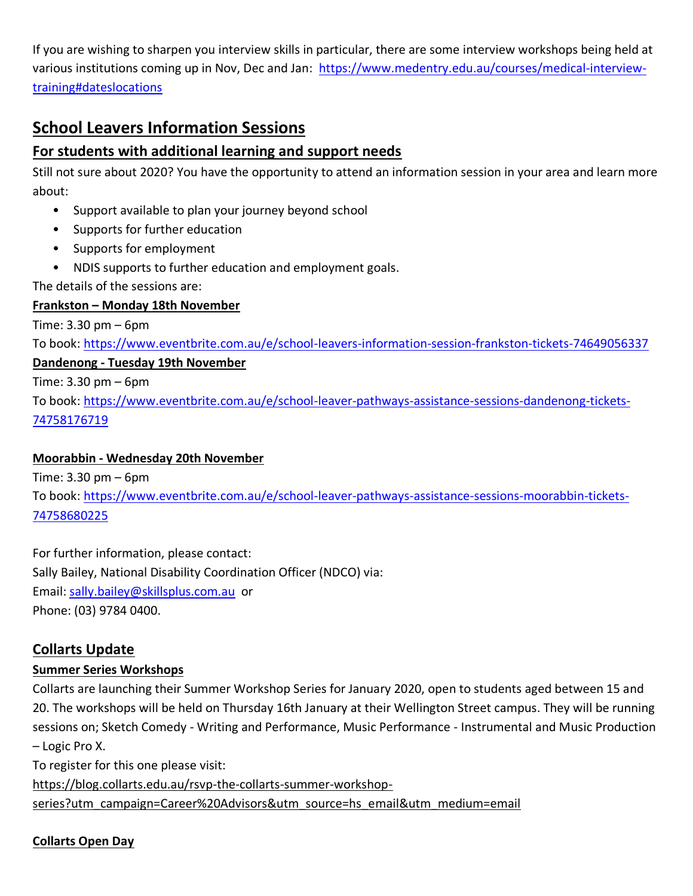If you are wishing to sharpen you interview skills in particular, there are some interview workshops being held at various institutions coming up in Nov, Dec and Jan: https://www.medentry.edu.au/courses/medical-interview-training#dateslocations

## School Leavers Information Sessions

### For students with additional learning and support needs

Still not sure about 2020? You have the opportunity to attend an information session in your area and learn more about:

- Support available to plan your journey beyond school
- Supports for further education
- Supports for employment
- NDIS supports to further education and employment goals.

The details of the sessions are:

**Frankston – Monday 18th November**

Time: 3.30 pm – 6pm

To book: https://www.eventbrite.com.au/e/school-leavers-information-session-frankston-tickets-74649056337

**Dandenong - Tuesday 19th November**

Time: 3.30 pm – 6pm

To book: https://www.eventbrite.com.au/e/school-leaver-pathways-assistance-sessions-dandenong-tickets-74758176719

**Moorabbin - Wednesday 20th November**

Time: 3.30 pm – 6pm

To book: https://www.eventbrite.com.au/e/school-leaver-pathways-assistance-sessions-moorabbin-tickets-74758680225

For further information, please contact:
Sally Bailey, National Disability Coordination Officer (NDCO) via:
Email: sally.bailey@skillsplus.com.au or
Phone: (03) 9784 0400.

## Collarts Update

### Summer Series Workshops

Collarts are launching their Summer Workshop Series for January 2020, open to students aged between 15 and 20. The workshops will be held on Thursday 16th January at their Wellington Street campus. They will be running sessions on; Sketch Comedy - Writing and Performance, Music Performance - Instrumental and Music Production – Logic Pro X.

To register for this one please visit:
https://blog.collarts.edu.au/rsvp-the-collarts-summer-workshop-series?utm_campaign=Career%20Advisors&utm_source=hs_email&utm_medium=email

### Collarts Open Day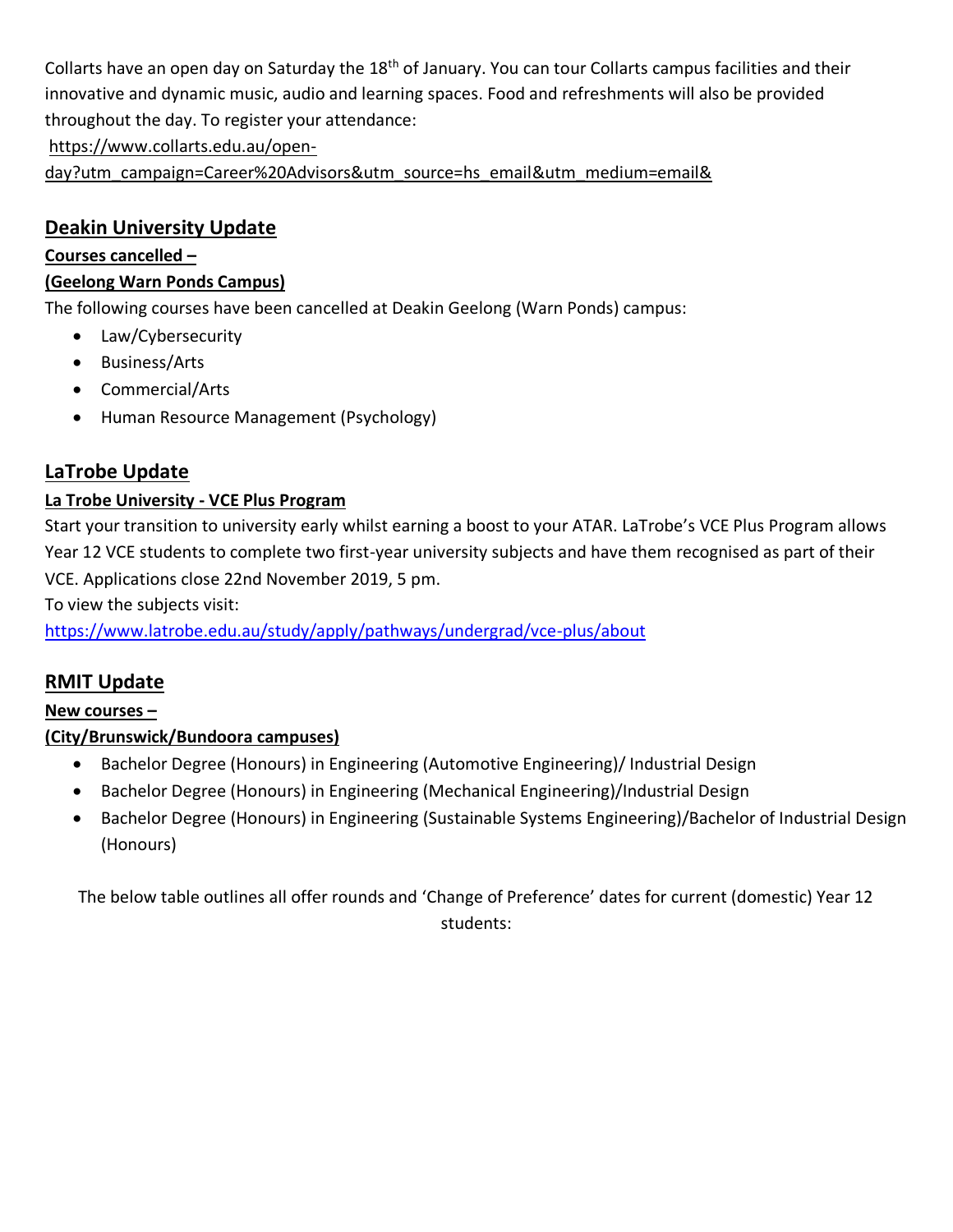Collarts have an open day on Saturday the 18th of January. You can tour Collarts campus facilities and their innovative and dynamic music, audio and learning spaces. Food and refreshments will also be provided throughout the day. To register your attendance:

https://www.collarts.edu.au/open-day?utm_campaign=Career%20Advisors&utm_source=hs_email&utm_medium=email&

## Deakin University Update

**Courses cancelled –**

**(Geelong Warn Ponds Campus)**

The following courses have been cancelled at Deakin Geelong (Warn Ponds) campus:

- Law/Cybersecurity
- Business/Arts
- Commercial/Arts
- Human Resource Management (Psychology)

## LaTrobe Update

**La Trobe University - VCE Plus Program**

Start your transition to university early whilst earning a boost to your ATAR. LaTrobe's VCE Plus Program allows Year 12 VCE students to complete two first-year university subjects and have them recognised as part of their VCE. Applications close 22nd November 2019, 5 pm.

To view the subjects visit:

https://www.latrobe.edu.au/study/apply/pathways/undergrad/vce-plus/about

## RMIT Update

**New courses –**

**(City/Brunswick/Bundoora campuses)**

- Bachelor Degree (Honours) in Engineering (Automotive Engineering)/ Industrial Design
- Bachelor Degree (Honours) in Engineering (Mechanical Engineering)/Industrial Design
- Bachelor Degree (Honours) in Engineering (Sustainable Systems Engineering)/Bachelor of Industrial Design (Honours)

The below table outlines all offer rounds and 'Change of Preference' dates for current (domestic) Year 12 students: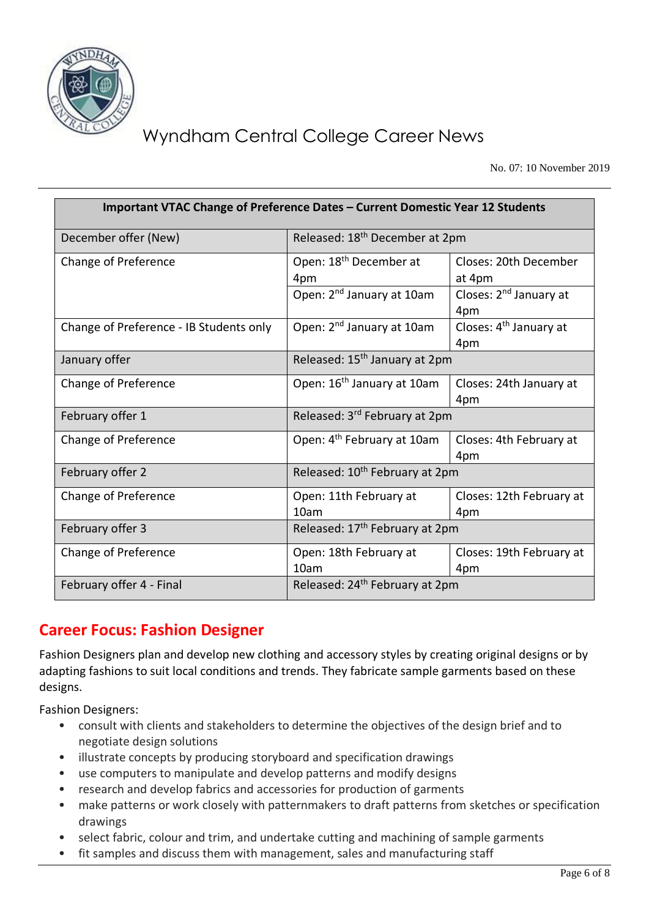# Wyndham Central College Career News

No. 07: 10 November 2019

| Important VTAC Change of Preference Dates – Current Domestic Year 12 Students | | |
|---|---|---|
| December offer (New) | Released: 18th December at 2pm | |
| Change of Preference | Open: 18th December at 4pm | Closes: 20th December at 4pm |
| | Open: 2nd January at 10am | Closes: 2nd January at 4pm |
| Change of Preference - IB Students only | Open: 2nd January at 10am | Closes: 4th January at 4pm |
| January offer | Released: 15th January at 2pm | |
| Change of Preference | Open: 16th January at 10am | Closes: 24th January at 4pm |
| February offer 1 | Released: 3rd February at 2pm | |
| Change of Preference | Open: 4th February at 10am | Closes: 4th February at 4pm |
| February offer 2 | Released: 10th February at 2pm | |
| Change of Preference | Open: 11th February at 10am | Closes: 12th February at 4pm |
| February offer 3 | Released: 17th February at 2pm | |
| Change of Preference | Open: 18th February at 10am | Closes: 19th February at 4pm |
| February offer 4 - Final | Released: 24th February at 2pm | |

## Career Focus: Fashion Designer

Fashion Designers plan and develop new clothing and accessory styles by creating original designs or by adapting fashions to suit local conditions and trends. They fabricate sample garments based on these designs.

Fashion Designers:

- consult with clients and stakeholders to determine the objectives of the design brief and to negotiate design solutions
- illustrate concepts by producing storyboard and specification drawings
- use computers to manipulate and develop patterns and modify designs
- research and develop fabrics and accessories for production of garments
- make patterns or work closely with patternmakers to draft patterns from sketches or specification drawings
- select fabric, colour and trim, and undertake cutting and machining of sample garments
- fit samples and discuss them with management, sales and manufacturing staff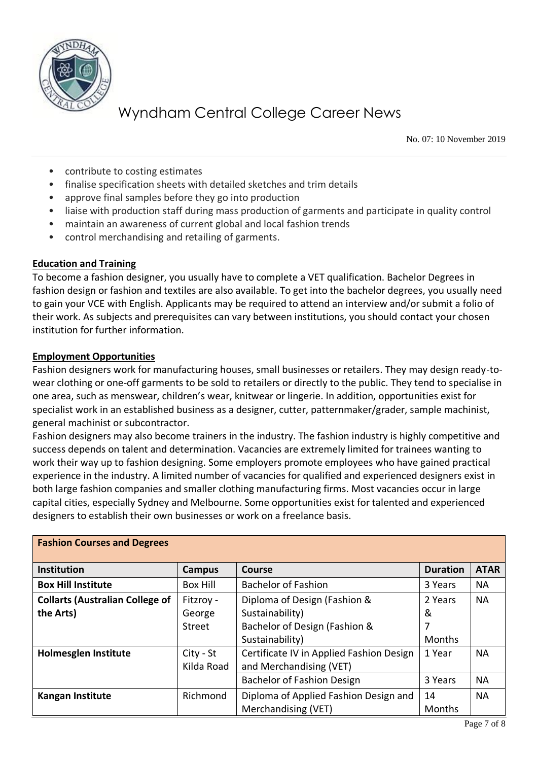- contribute to costing estimates
- finalise specification sheets with detailed sketches and trim details
- approve final samples before they go into production
- liaise with production staff during mass production of garments and participate in quality control
- maintain an awareness of current global and local fashion trends
- control merchandising and retailing of garments.

**Education and Training**

To become a fashion designer, you usually have to complete a VET qualification. Bachelor Degrees in fashion design or fashion and textiles are also available. To get into the bachelor degrees, you usually need to gain your VCE with English. Applicants may be required to attend an interview and/or submit a folio of their work. As subjects and prerequisites can vary between institutions, you should contact your chosen institution for further information.

**Employment Opportunities**

Fashion designers work for manufacturing houses, small businesses or retailers. They may design ready-to-wear clothing or one-off garments to be sold to retailers or directly to the public. They tend to specialise in one area, such as menswear, children's wear, knitwear or lingerie. In addition, opportunities exist for specialist work in an established business as a designer, cutter, patternmaker/grader, sample machinist, general machinist or subcontractor.

Fashion designers may also become trainers in the industry. The fashion industry is highly competitive and success depends on talent and determination. Vacancies are extremely limited for trainees wanting to work their way up to fashion designing. Some employers promote employees who have gained practical experience in the industry. A limited number of vacancies for qualified and experienced designers exist in both large fashion companies and smaller clothing manufacturing firms. Most vacancies occur in large capital cities, especially Sydney and Melbourne. Some opportunities exist for talented and experienced designers to establish their own businesses or work on a freelance basis.

| **Fashion Courses and Degrees** | | | | |
|---|---|---|---|---|
| **Institution** | **Campus** | **Course** | **Duration** | **ATAR** |
| **Box Hill Institute** | Box Hill | Bachelor of Fashion | 3 Years | NA |
| **Collarts (Australian College of the Arts)** | Fitzroy - George Street | Diploma of Design (Fashion & Sustainability) Bachelor of Design (Fashion & Sustainability) | 2 Years & 7 Months | NA |
| **Holmesglen Institute** | City - St Kilda Road | Certificate IV in Applied Fashion Design and Merchandising (VET) | 1 Year | NA |
| | | Bachelor of Fashion Design | 3 Years | NA |
| **Kangan Institute** | Richmond | Diploma of Applied Fashion Design and Merchandising (VET) | 14 Months | NA |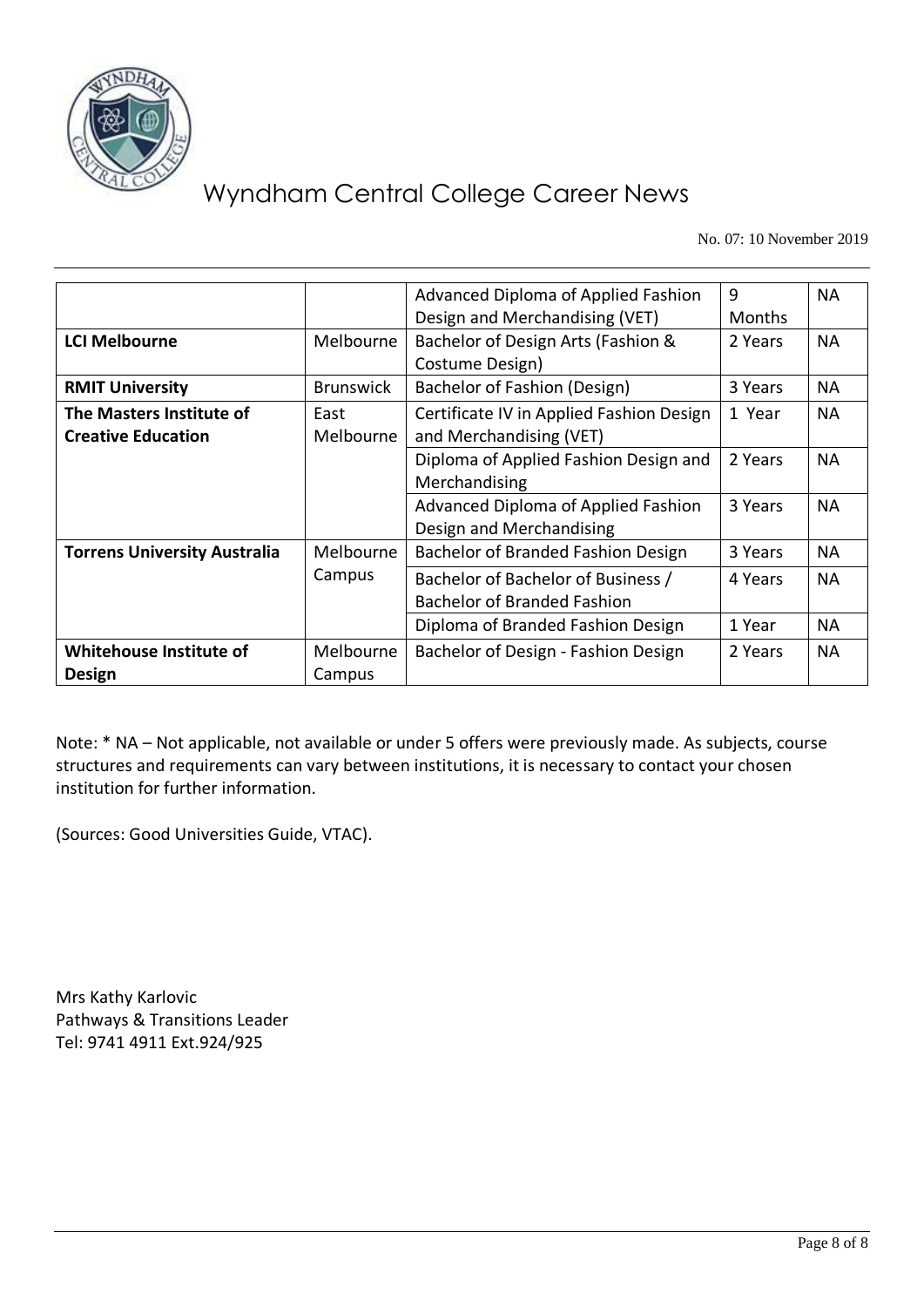| | | | | |
|---|---|---|---|---|
| | | Advanced Diploma of Applied Fashion Design and Merchandising (VET) | 9 Months | NA |
| **LCI Melbourne** | Melbourne | Bachelor of Design Arts (Fashion & Costume Design) | 2 Years | NA |
| **RMIT University** | Brunswick | Bachelor of Fashion (Design) | 3 Years | NA |
| **The Masters Institute of Creative Education** | East Melbourne | Certificate IV in Applied Fashion Design and Merchandising (VET) | 1 Year | NA |
| | | Diploma of Applied Fashion Design and Merchandising | 2 Years | NA |
| | | Advanced Diploma of Applied Fashion Design and Merchandising | 3 Years | NA |
| **Torrens University Australia** | Melbourne Campus | Bachelor of Branded Fashion Design | 3 Years | NA |
| | | Bachelor of Bachelor of Business / Bachelor of Branded Fashion | 4 Years | NA |
| | | Diploma of Branded Fashion Design | 1 Year | NA |
| **Whitehouse Institute of Design** | Melbourne Campus | Bachelor of Design - Fashion Design | 2 Years | NA |

Note: * NA – Not applicable, not available or under 5 offers were previously made. As subjects, course structures and requirements can vary between institutions, it is necessary to contact your chosen institution for further information.

(Sources: Good Universities Guide, VTAC).

Mrs Kathy Karlovic
Pathways & Transitions Leader
Tel: 9741 4911 Ext.924/925